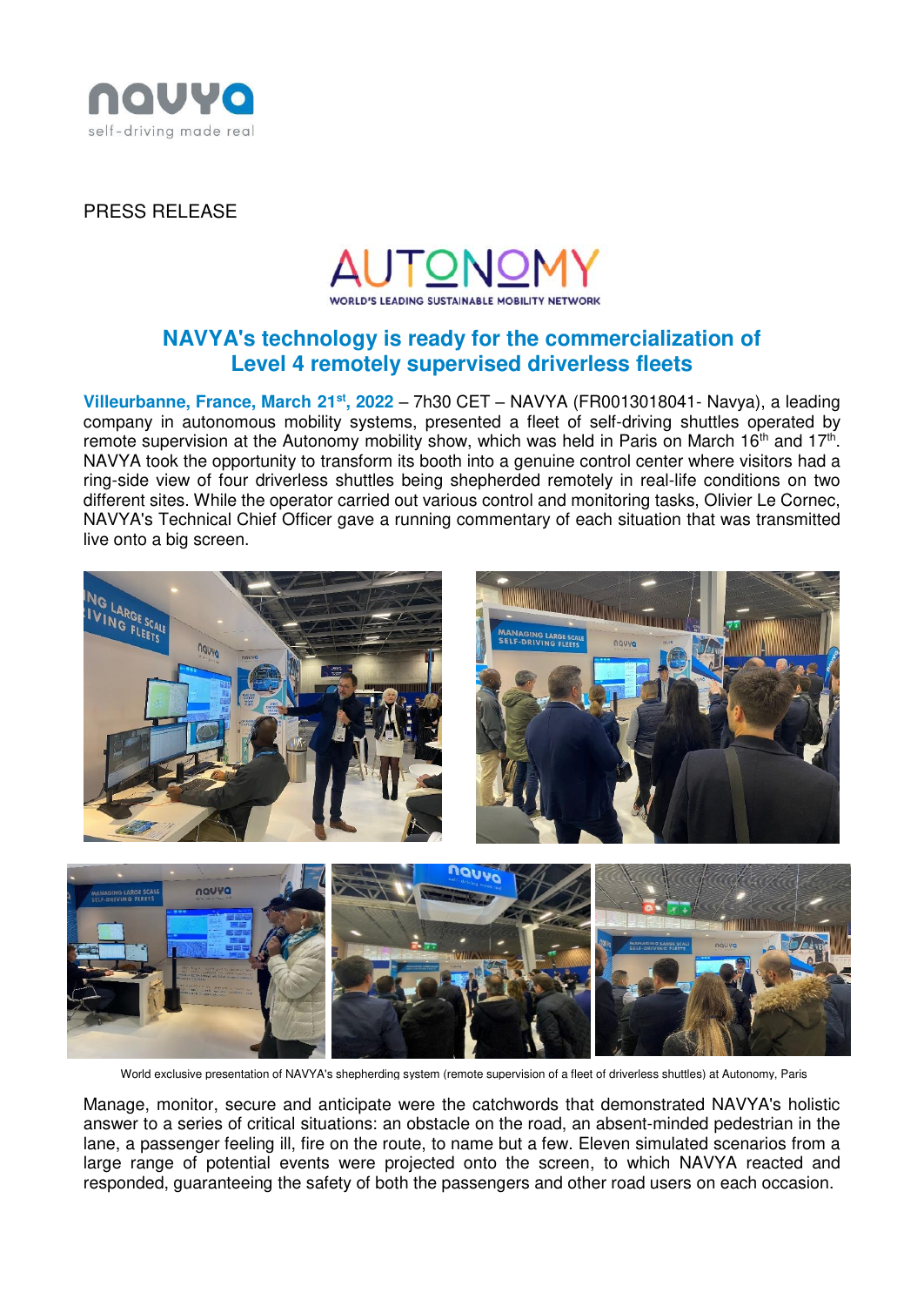PRESS RELEASE

## NAVYA's technology is ready for the commercialization of Level 4 remotely supervised driverless fleets

**Villeurbanne, France, March 21st, 2022** – 7h30 CET – NAVYA (FR0013018041- Navya), a leading company in autonomous mobility systems, presented a fleet of self-driving shuttles operated by remote supervision at the Autonomy mobility show, which was held in Paris on March 16th and 17th. NAVYA took the opportunity to transform its booth into a genuine control center where visitors had a ring-side view of four driverless shuttles being shepherded remotely in real-life conditions on two different sites. While the operator carried out various control and monitoring tasks, Olivier Le Cornec, NAVYA's Technical Chief Officer gave a running commentary of each situation that was transmitted live onto a big screen.

World exclusive presentation of NAVYA's shepherding system (remote supervision of a fleet of driverless shuttles) at Autonomy, Paris

Manage, monitor, secure and anticipate were the catchwords that demonstrated NAVYA's holistic answer to a series of critical situations: an obstacle on the road, an absent-minded pedestrian in the lane, a passenger feeling ill, fire on the route, to name but a few. Eleven simulated scenarios from a large range of potential events were projected onto the screen, to which NAVYA reacted and responded, guaranteeing the safety of both the passengers and other road users on each occasion.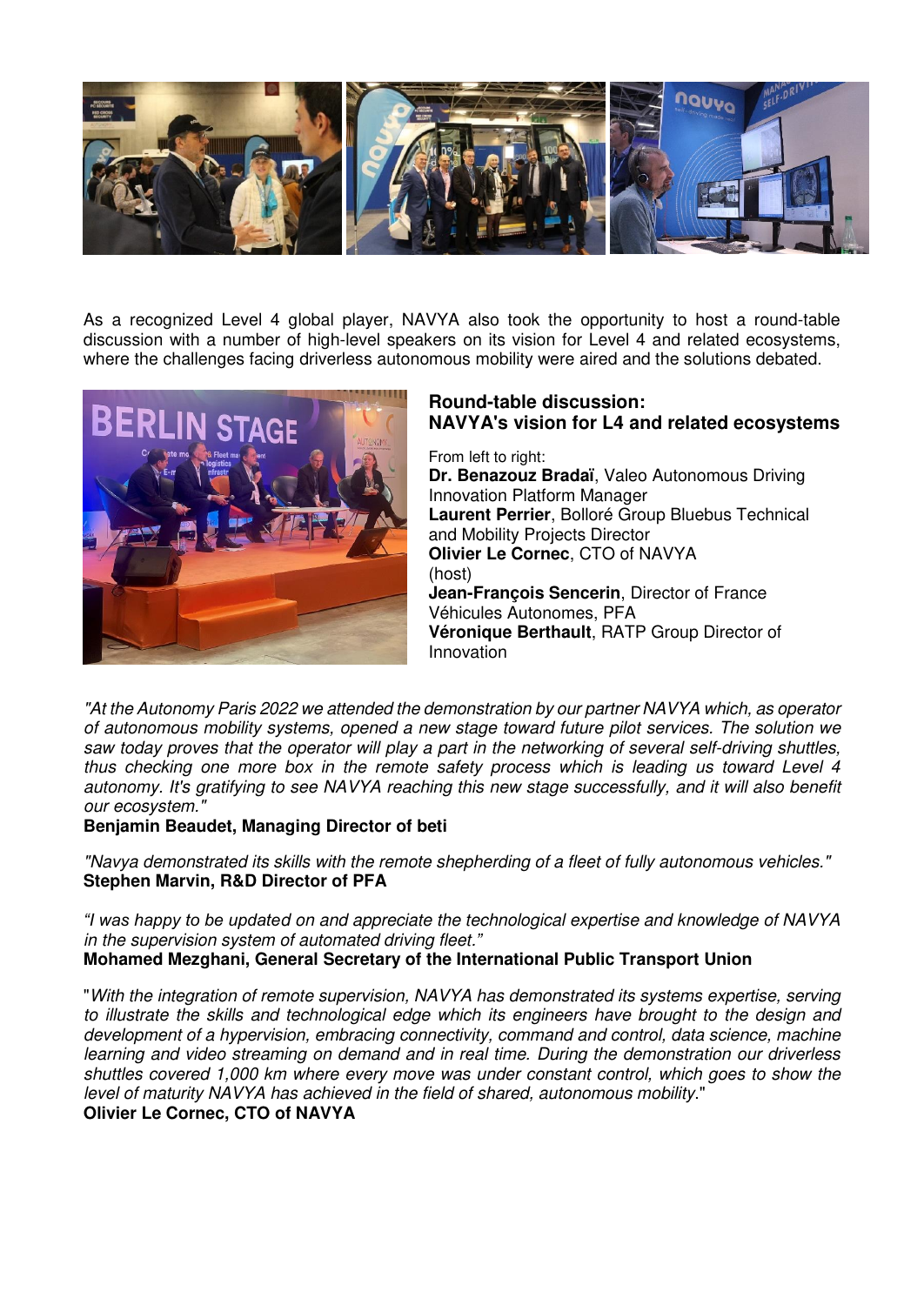As a recognized Level 4 global player, NAVYA also took the opportunity to host a round-table discussion with a number of high-level speakers on its vision for Level 4 and related ecosystems, where the challenges facing driverless autonomous mobility were aired and the solutions debated.

**Round-table discussion:**
**NAVYA's vision for L4 and related ecosystems**

From left to right:
**Dr. Benazouz Bradaï**, Valeo Autonomous Driving Innovation Platform Manager
**Laurent Perrier**, Bolloré Group Bluebus Technical and Mobility Projects Director
**Olivier Le Cornec**, CTO of NAVYA (host)
**Jean-François Sencerin**, Director of France Véhicules Autonomes, PFA
**Véronique Berthault**, RATP Group Director of Innovation

*"At the Autonomy Paris 2022 we attended the demonstration by our partner NAVYA which, as operator of autonomous mobility systems, opened a new stage toward future pilot services. The solution we saw today proves that the operator will play a part in the networking of several self-driving shuttles, thus checking one more box in the remote safety process which is leading us toward Level 4 autonomy. It's gratifying to see NAVYA reaching this new stage successfully, and it will also benefit our ecosystem."*
**Benjamin Beaudet, Managing Director of beti**

*"Navya demonstrated its skills with the remote shepherding of a fleet of fully autonomous vehicles."*
**Stephen Marvin, R&D Director of PFA**

*"I was happy to be updated on and appreciate the technological expertise and knowledge of NAVYA in the supervision system of automated driving fleet."*
**Mohamed Mezghani, General Secretary of the International Public Transport Union**

"*With the integration of remote supervision, NAVYA has demonstrated its systems expertise, serving to illustrate the skills and technological edge which its engineers have brought to the design and development of a hypervision, embracing connectivity, command and control, data science, machine learning and video streaming on demand and in real time. During the demonstration our driverless shuttles covered 1,000 km where every move was under constant control, which goes to show the level of maturity NAVYA has achieved in the field of shared, autonomous mobility.*"
**Olivier Le Cornec, CTO of NAVYA**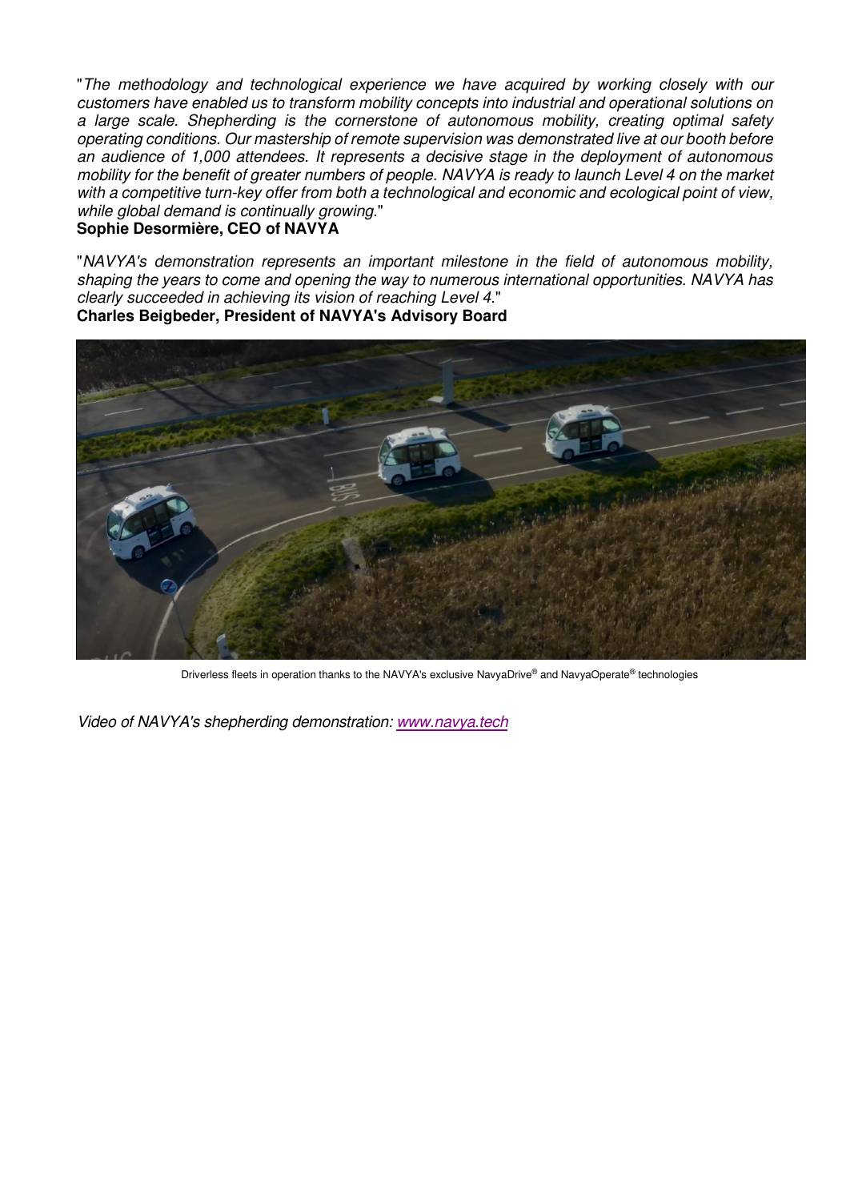"*The methodology and technological experience we have acquired by working closely with our customers have enabled us to transform mobility concepts into industrial and operational solutions on a large scale. Shepherding is the cornerstone of autonomous mobility, creating optimal safety operating conditions. Our mastership of remote supervision was demonstrated live at our booth before an audience of 1,000 attendees. It represents a decisive stage in the deployment of autonomous mobility for the benefit of greater numbers of people. NAVYA is ready to launch Level 4 on the market with a competitive turn-key offer from both a technological and economic and ecological point of view, while global demand is continually growing.*"
**Sophie Desormière, CEO of NAVYA**

"*NAVYA's demonstration represents an important milestone in the field of autonomous mobility, shaping the years to come and opening the way to numerous international opportunities. NAVYA has clearly succeeded in achieving its vision of reaching Level 4.*"
**Charles Beigbeder, President of NAVYA's Advisory Board**

Driverless fleets in operation thanks to the NAVYA's exclusive NavyaDrive® and NavyaOperate® technologies

*Video of NAVYA's shepherding demonstration: www.navya.tech*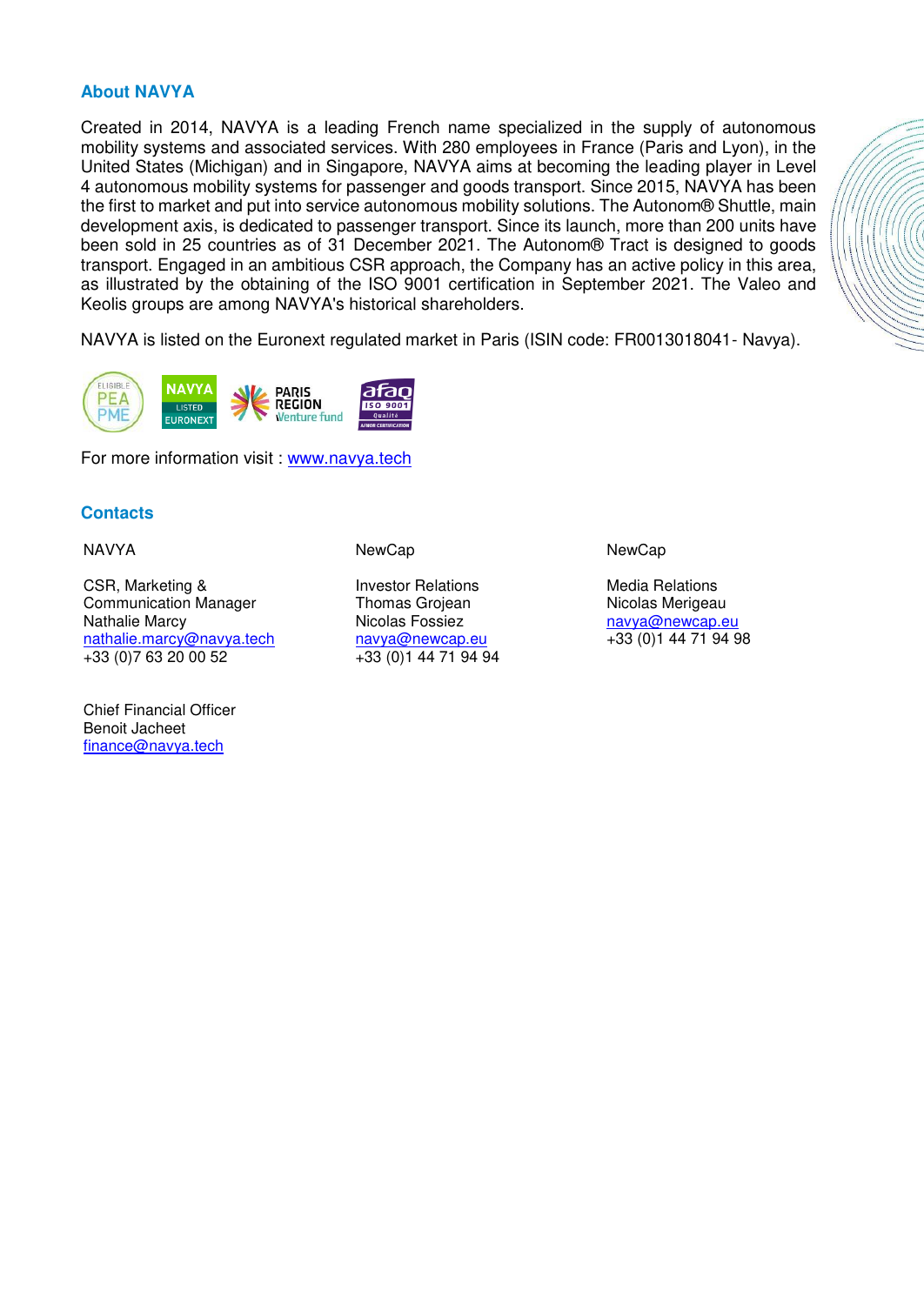## About NAVYA

Created in 2014, NAVYA is a leading French name specialized in the supply of autonomous mobility systems and associated services. With 280 employees in France (Paris and Lyon), in the United States (Michigan) and in Singapore, NAVYA aims at becoming the leading player in Level 4 autonomous mobility systems for passenger and goods transport. Since 2015, NAVYA has been the first to market and put into service autonomous mobility solutions. The Autonom® Shuttle, main development axis, is dedicated to passenger transport. Since its launch, more than 200 units have been sold in 25 countries as of 31 December 2021. The Autonom® Tract is designed to goods transport. Engaged in an ambitious CSR approach, the Company has an active policy in this area, as illustrated by the obtaining of the ISO 9001 certification in September 2021. The Valeo and Keolis groups are among NAVYA's historical shareholders.

NAVYA is listed on the Euronext regulated market in Paris (ISIN code: FR0013018041- Navya).

For more information visit : [www.navya.tech](www.navya.tech)

## Contacts

NAVYA

CSR, Marketing & Communication Manager
Nathalie Marcy
nathalie.marcy@navya.tech
+33 (0)7 63 20 00 52

Chief Financial Officer
Benoit Jacheet
finance@navya.tech

NewCap

Investor Relations
Thomas Grojean
Nicolas Fossiez
navya@newcap.eu
+33 (0)1 44 71 94 94

NewCap

Media Relations
Nicolas Merigeau
navya@newcap.eu
+33 (0)1 44 71 94 98